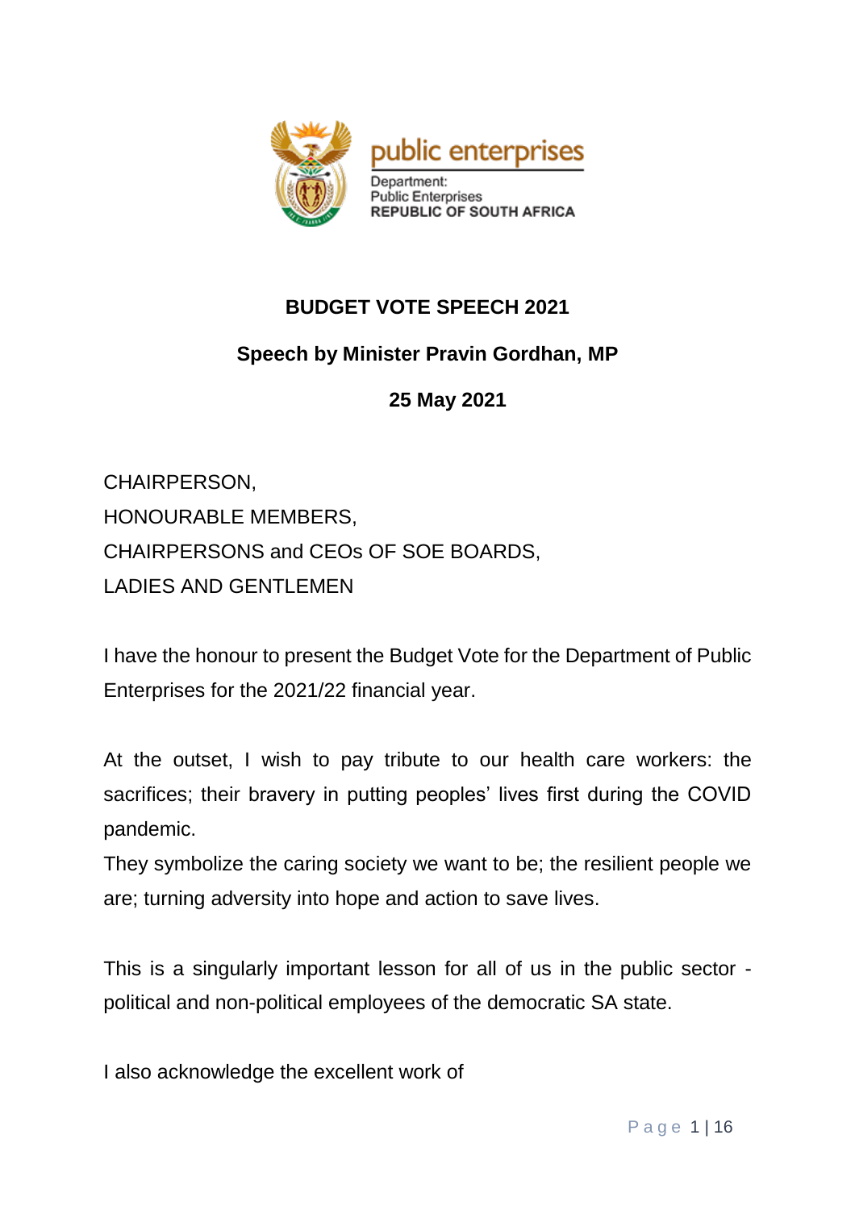public enterprises

Department:
Public Enterprises
REPUBLIC OF SOUTH AFRICA

# BUDGET VOTE SPEECH 2021

## Speech by Minister Pravin Gordhan, MP

## 25 May 2021

CHAIRPERSON,
HONOURABLE MEMBERS,
CHAIRPERSONS and CEOs OF SOE BOARDS,
LADIES AND GENTLEMEN

I have the honour to present the Budget Vote for the Department of Public Enterprises for the 2021/22 financial year.

At the outset, I wish to pay tribute to our health care workers: the sacrifices; their bravery in putting peoples' lives first during the COVID pandemic.
They symbolize the caring society we want to be; the resilient people we are; turning adversity into hope and action to save lives.

This is a singularly important lesson for all of us in the public sector - political and non-political employees of the democratic SA state.

I also acknowledge the excellent work of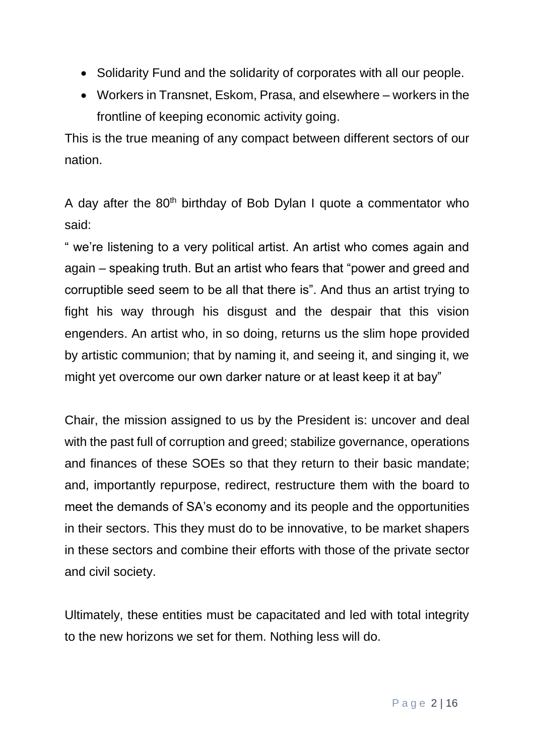- Solidarity Fund and the solidarity of corporates with all our people.
- Workers in Transnet, Eskom, Prasa, and elsewhere – workers in the frontline of keeping economic activity going.

This is the true meaning of any compact between different sectors of our nation.

A day after the 80th birthday of Bob Dylan I quote a commentator who said:

" we're listening to a very political artist. An artist who comes again and again – speaking truth. But an artist who fears that "power and greed and corruptible seed seem to be all that there is". And thus an artist trying to fight his way through his disgust and the despair that this vision engenders. An artist who, in so doing, returns us the slim hope provided by artistic communion; that by naming it, and seeing it, and singing it, we might yet overcome our own darker nature or at least keep it at bay"

Chair, the mission assigned to us by the President is: uncover and deal with the past full of corruption and greed; stabilize governance, operations and finances of these SOEs so that they return to their basic mandate; and, importantly repurpose, redirect, restructure them with the board to meet the demands of SA's economy and its people and the opportunities in their sectors. This they must do to be innovative, to be market shapers in these sectors and combine their efforts with those of the private sector and civil society.

Ultimately, these entities must be capacitated and led with total integrity to the new horizons we set for them. Nothing less will do.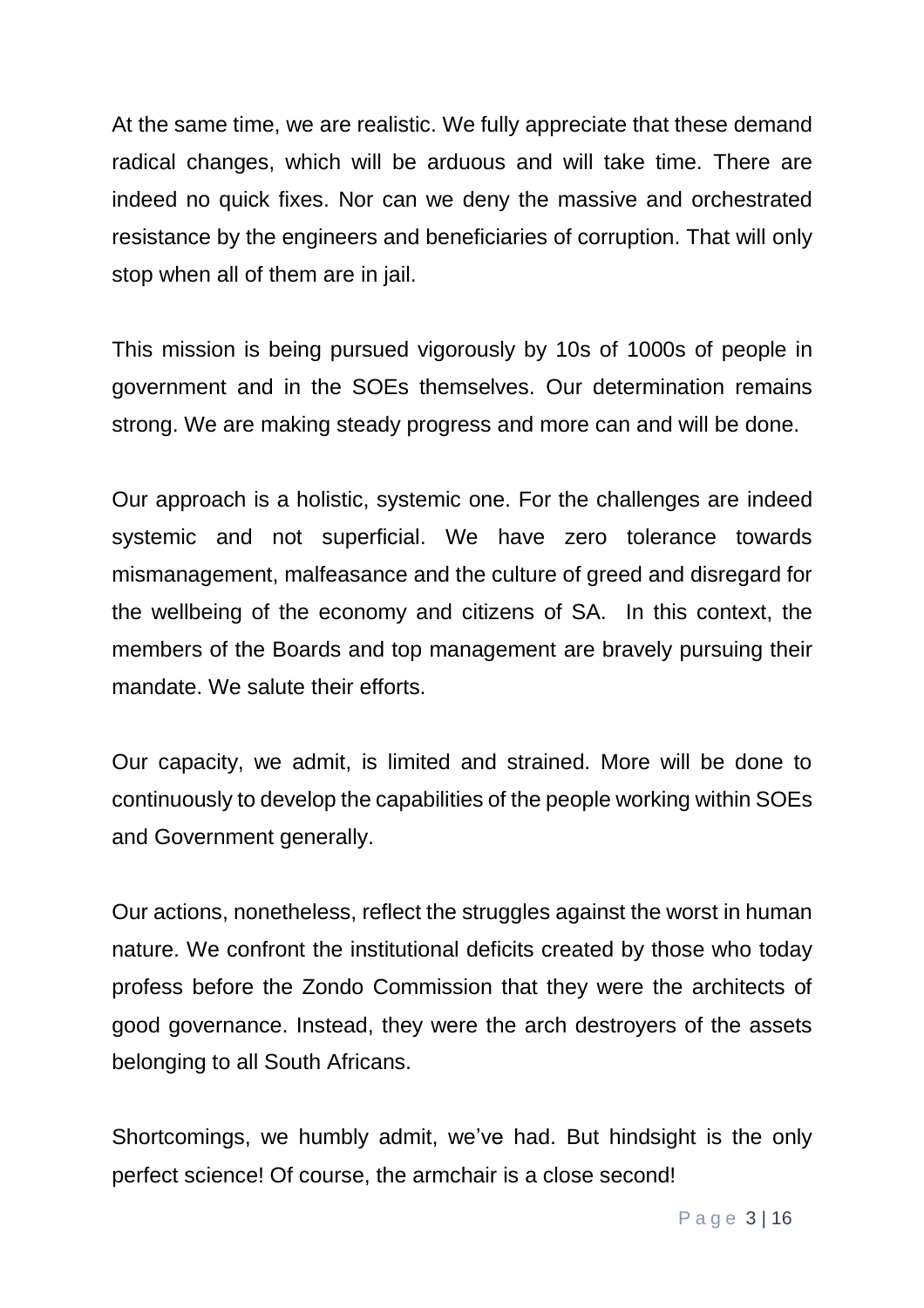At the same time, we are realistic. We fully appreciate that these demand radical changes, which will be arduous and will take time. There are indeed no quick fixes. Nor can we deny the massive and orchestrated resistance by the engineers and beneficiaries of corruption. That will only stop when all of them are in jail.

This mission is being pursued vigorously by 10s of 1000s of people in government and in the SOEs themselves. Our determination remains strong. We are making steady progress and more can and will be done.

Our approach is a holistic, systemic one. For the challenges are indeed systemic and not superficial. We have zero tolerance towards mismanagement, malfeasance and the culture of greed and disregard for the wellbeing of the economy and citizens of SA. In this context, the members of the Boards and top management are bravely pursuing their mandate. We salute their efforts.

Our capacity, we admit, is limited and strained. More will be done to continuously to develop the capabilities of the people working within SOEs and Government generally.

Our actions, nonetheless, reflect the struggles against the worst in human nature. We confront the institutional deficits created by those who today profess before the Zondo Commission that they were the architects of good governance. Instead, they were the arch destroyers of the assets belonging to all South Africans.

Shortcomings, we humbly admit, we've had. But hindsight is the only perfect science! Of course, the armchair is a close second!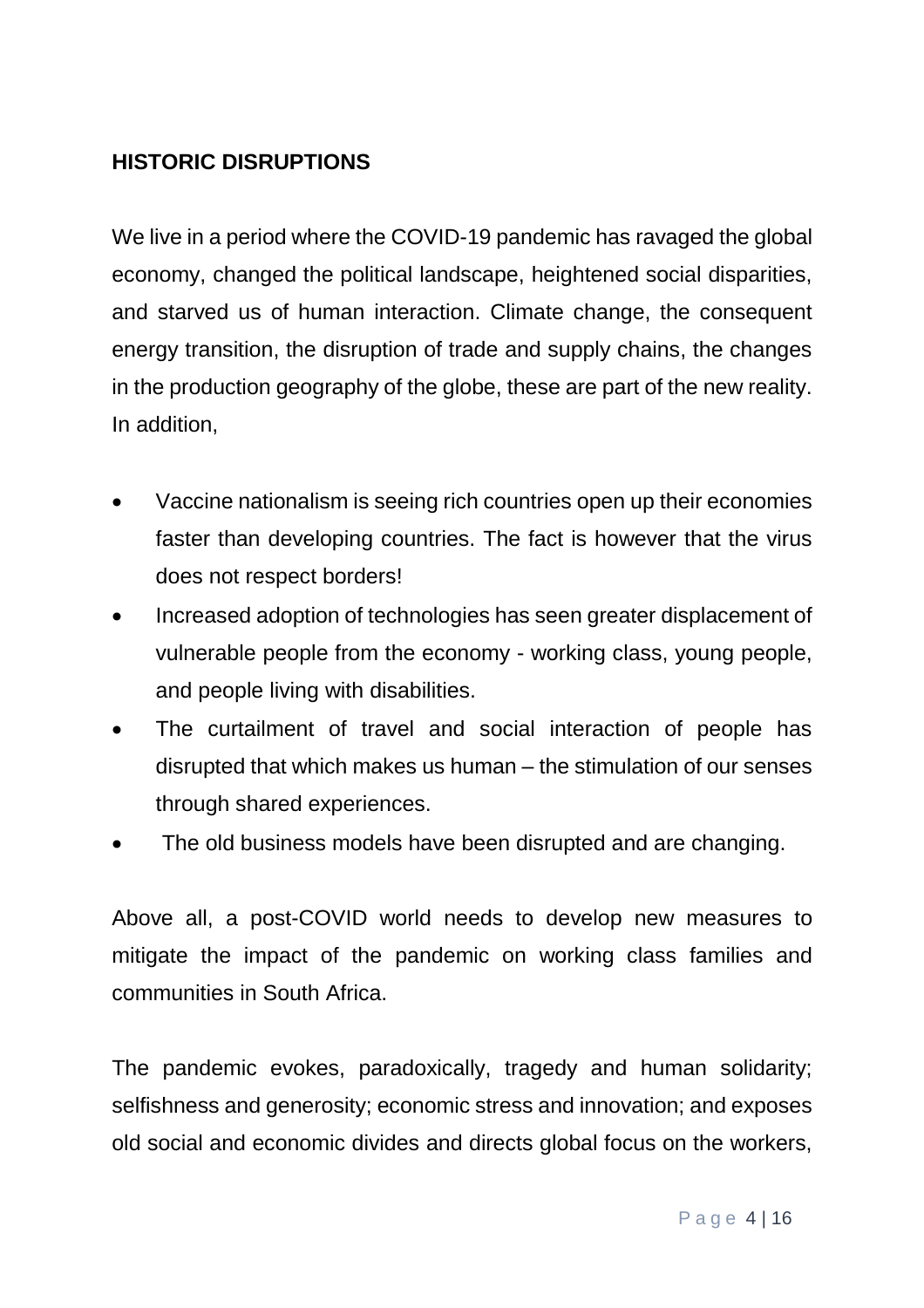## HISTORIC DISRUPTIONS

We live in a period where the COVID-19 pandemic has ravaged the global economy, changed the political landscape, heightened social disparities, and starved us of human interaction. Climate change, the consequent energy transition, the disruption of trade and supply chains, the changes in the production geography of the globe, these are part of the new reality. In addition,

- Vaccine nationalism is seeing rich countries open up their economies faster than developing countries. The fact is however that the virus does not respect borders!
- Increased adoption of technologies has seen greater displacement of vulnerable people from the economy - working class, young people, and people living with disabilities.
- The curtailment of travel and social interaction of people has disrupted that which makes us human – the stimulation of our senses through shared experiences.
- The old business models have been disrupted and are changing.

Above all, a post-COVID world needs to develop new measures to mitigate the impact of the pandemic on working class families and communities in South Africa.

The pandemic evokes, paradoxically, tragedy and human solidarity; selfishness and generosity; economic stress and innovation; and exposes old social and economic divides and directs global focus on the workers,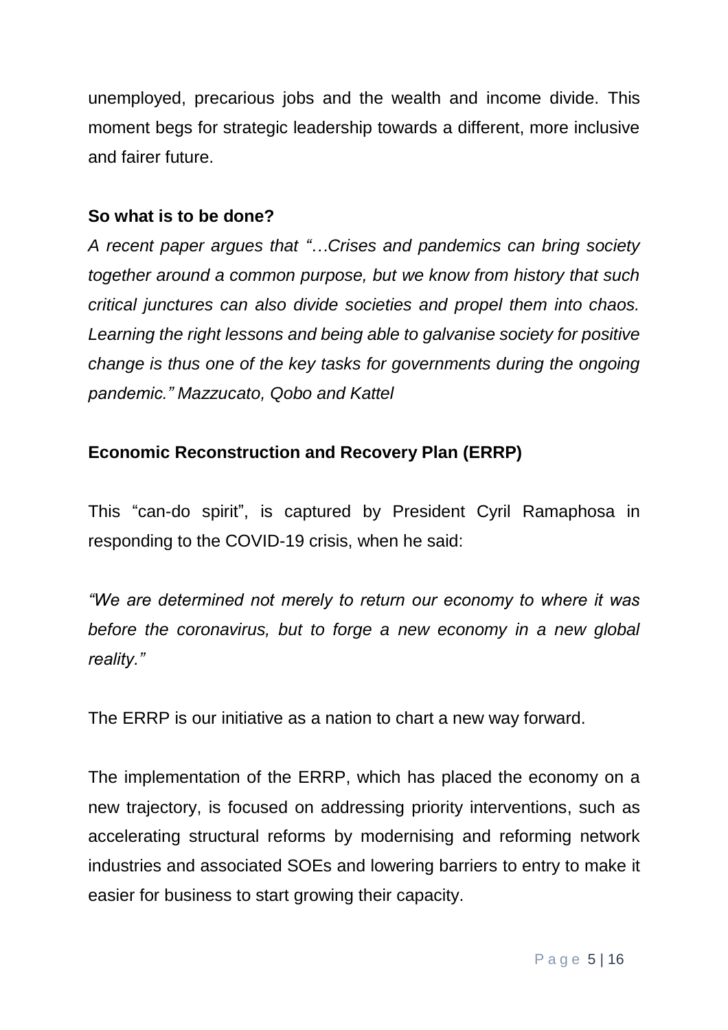unemployed, precarious jobs and the wealth and income divide. This moment begs for strategic leadership towards a different, more inclusive and fairer future.

**So what is to be done?**

*A recent paper argues that "…Crises and pandemics can bring society together around a common purpose, but we know from history that such critical junctures can also divide societies and propel them into chaos. Learning the right lessons and being able to galvanise society for positive change is thus one of the key tasks for governments during the ongoing pandemic." Mazzucato, Qobo and Kattel*

**Economic Reconstruction and Recovery Plan (ERRP)**

This "can-do spirit", is captured by President Cyril Ramaphosa in responding to the COVID-19 crisis, when he said:

*"We are determined not merely to return our economy to where it was before the coronavirus, but to forge a new economy in a new global reality."*

The ERRP is our initiative as a nation to chart a new way forward.

The implementation of the ERRP, which has placed the economy on a new trajectory, is focused on addressing priority interventions, such as accelerating structural reforms by modernising and reforming network industries and associated SOEs and lowering barriers to entry to make it easier for business to start growing their capacity.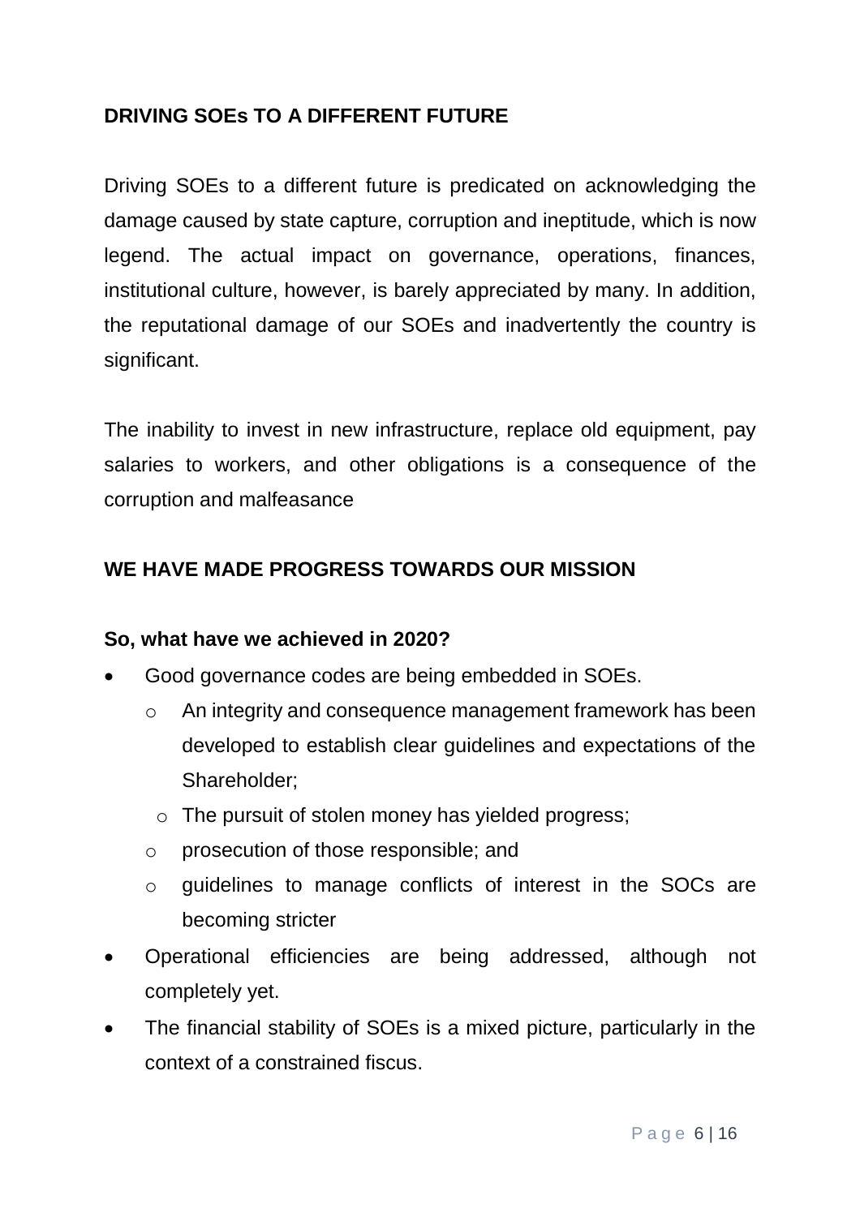## DRIVING SOEs TO A DIFFERENT FUTURE

Driving SOEs to a different future is predicated on acknowledging the damage caused by state capture, corruption and ineptitude, which is now legend. The actual impact on governance, operations, finances, institutional culture, however, is barely appreciated by many. In addition, the reputational damage of our SOEs and inadvertently the country is significant.

The inability to invest in new infrastructure, replace old equipment, pay salaries to workers, and other obligations is a consequence of the corruption and malfeasance

## WE HAVE MADE PROGRESS TOWARDS OUR MISSION

### So, what have we achieved in 2020?

- Good governance codes are being embedded in SOEs.
  - An integrity and consequence management framework has been developed to establish clear guidelines and expectations of the Shareholder;
  - The pursuit of stolen money has yielded progress;
  - prosecution of those responsible; and
  - guidelines to manage conflicts of interest in the SOCs are becoming stricter
- Operational efficiencies are being addressed, although not completely yet.
- The financial stability of SOEs is a mixed picture, particularly in the context of a constrained fiscus.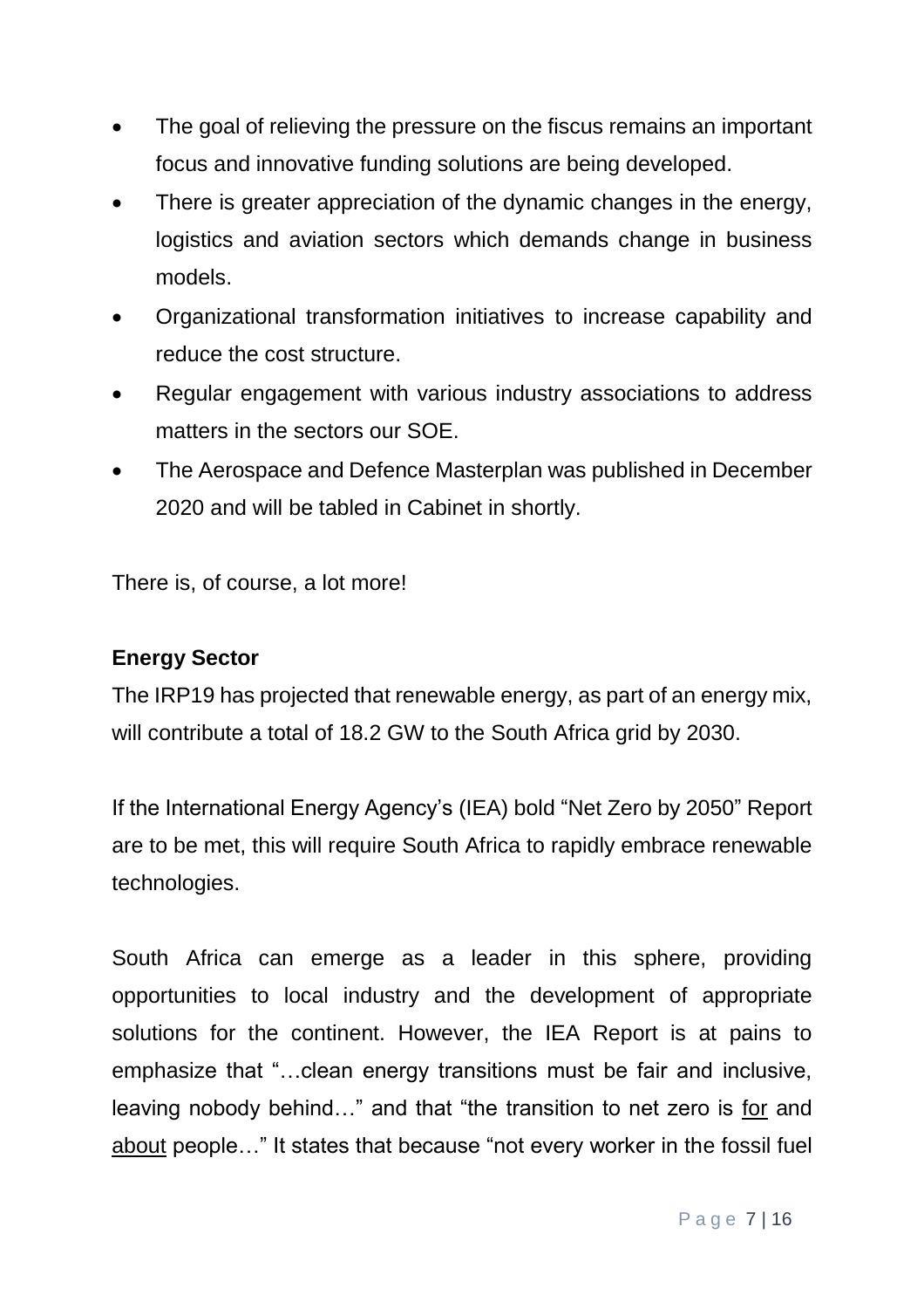- The goal of relieving the pressure on the fiscus remains an important focus and innovative funding solutions are being developed.
- There is greater appreciation of the dynamic changes in the energy, logistics and aviation sectors which demands change in business models.
- Organizational transformation initiatives to increase capability and reduce the cost structure.
- Regular engagement with various industry associations to address matters in the sectors our SOE.
- The Aerospace and Defence Masterplan was published in December 2020 and will be tabled in Cabinet in shortly.

There is, of course, a lot more!

**Energy Sector**

The IRP19 has projected that renewable energy, as part of an energy mix, will contribute a total of 18.2 GW to the South Africa grid by 2030.

If the International Energy Agency's (IEA) bold "Net Zero by 2050" Report are to be met, this will require South Africa to rapidly embrace renewable technologies.

South Africa can emerge as a leader in this sphere, providing opportunities to local industry and the development of appropriate solutions for the continent. However, the IEA Report is at pains to emphasize that "…clean energy transitions must be fair and inclusive, leaving nobody behind…" and that "the transition to net zero is <u>for</u> and <u>about</u> people…" It states that because "not every worker in the fossil fuel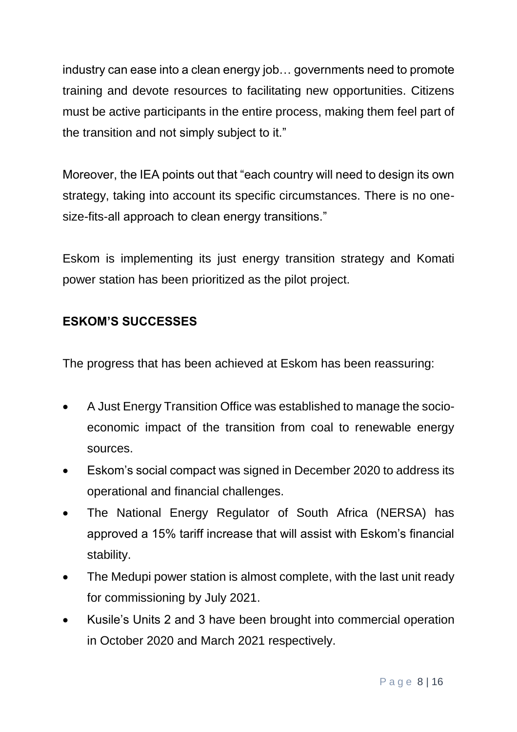industry can ease into a clean energy job… governments need to promote training and devote resources to facilitating new opportunities. Citizens must be active participants in the entire process, making them feel part of the transition and not simply subject to it."

Moreover, the IEA points out that "each country will need to design its own strategy, taking into account its specific circumstances. There is no one-size-fits-all approach to clean energy transitions."

Eskom is implementing its just energy transition strategy and Komati power station has been prioritized as the pilot project.

## ESKOM'S SUCCESSES

The progress that has been achieved at Eskom has been reassuring:

- A Just Energy Transition Office was established to manage the socio-economic impact of the transition from coal to renewable energy sources.
- Eskom's social compact was signed in December 2020 to address its operational and financial challenges.
- The National Energy Regulator of South Africa (NERSA) has approved a 15% tariff increase that will assist with Eskom's financial stability.
- The Medupi power station is almost complete, with the last unit ready for commissioning by July 2021.
- Kusile's Units 2 and 3 have been brought into commercial operation in October 2020 and March 2021 respectively.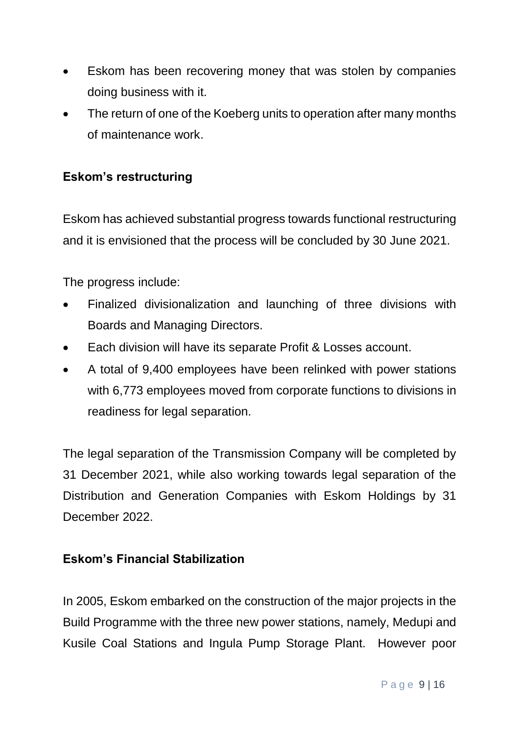- Eskom has been recovering money that was stolen by companies doing business with it.
- The return of one of the Koeberg units to operation after many months of maintenance work.

**Eskom's restructuring**

Eskom has achieved substantial progress towards functional restructuring and it is envisioned that the process will be concluded by 30 June 2021.

The progress include:

- Finalized divisionalization and launching of three divisions with Boards and Managing Directors.
- Each division will have its separate Profit & Losses account.
- A total of 9,400 employees have been relinked with power stations with 6,773 employees moved from corporate functions to divisions in readiness for legal separation.

The legal separation of the Transmission Company will be completed by 31 December 2021, while also working towards legal separation of the Distribution and Generation Companies with Eskom Holdings by 31 December 2022.

**Eskom's Financial Stabilization**

In 2005, Eskom embarked on the construction of the major projects in the Build Programme with the three new power stations, namely, Medupi and Kusile Coal Stations and Ingula Pump Storage Plant. However poor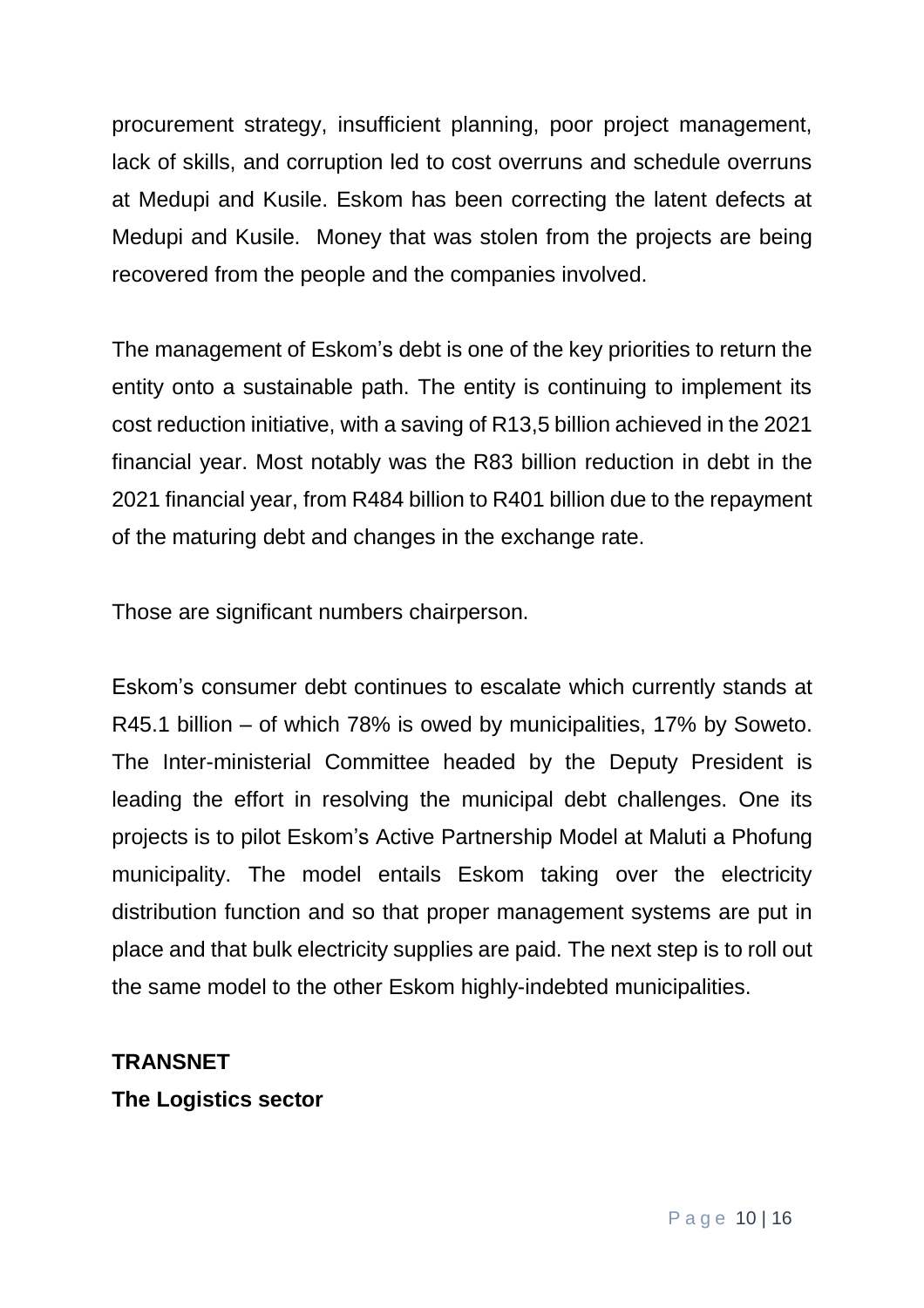procurement strategy, insufficient planning, poor project management, lack of skills, and corruption led to cost overruns and schedule overruns at Medupi and Kusile. Eskom has been correcting the latent defects at Medupi and Kusile. Money that was stolen from the projects are being recovered from the people and the companies involved.

The management of Eskom's debt is one of the key priorities to return the entity onto a sustainable path. The entity is continuing to implement its cost reduction initiative, with a saving of R13,5 billion achieved in the 2021 financial year. Most notably was the R83 billion reduction in debt in the 2021 financial year, from R484 billion to R401 billion due to the repayment of the maturing debt and changes in the exchange rate.

Those are significant numbers chairperson.

Eskom's consumer debt continues to escalate which currently stands at R45.1 billion – of which 78% is owed by municipalities, 17% by Soweto. The Inter-ministerial Committee headed by the Deputy President is leading the effort in resolving the municipal debt challenges. One its projects is to pilot Eskom's Active Partnership Model at Maluti a Phofung municipality. The model entails Eskom taking over the electricity distribution function and so that proper management systems are put in place and that bulk electricity supplies are paid. The next step is to roll out the same model to the other Eskom highly-indebted municipalities.

**TRANSNET**

**The Logistics sector**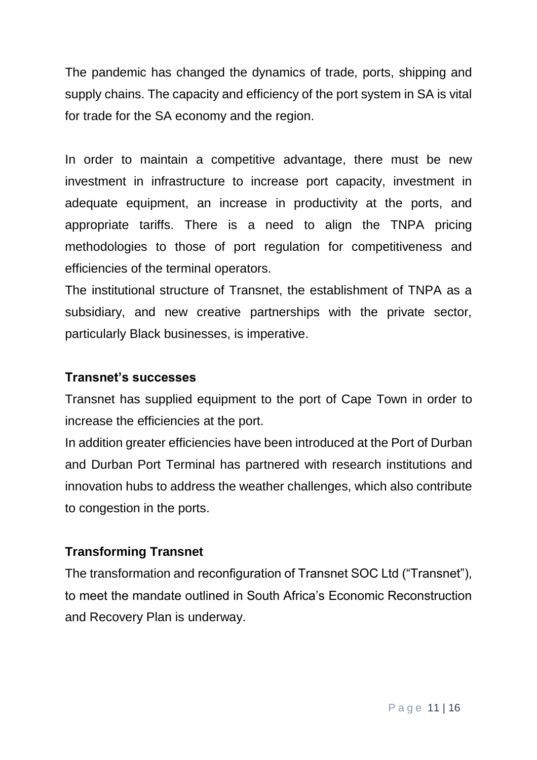The pandemic has changed the dynamics of trade, ports, shipping and supply chains. The capacity and efficiency of the port system in SA is vital for trade for the SA economy and the region.

In order to maintain a competitive advantage, there must be new investment in infrastructure to increase port capacity, investment in adequate equipment, an increase in productivity at the ports, and appropriate tariffs. There is a need to align the TNPA pricing methodologies to those of port regulation for competitiveness and efficiencies of the terminal operators.

The institutional structure of Transnet, the establishment of TNPA as a subsidiary, and new creative partnerships with the private sector, particularly Black businesses, is imperative.

**Transnet's successes**

Transnet has supplied equipment to the port of Cape Town in order to increase the efficiencies at the port.

In addition greater efficiencies have been introduced at the Port of Durban and Durban Port Terminal has partnered with research institutions and innovation hubs to address the weather challenges, which also contribute to congestion in the ports.

**Transforming Transnet**

The transformation and reconfiguration of Transnet SOC Ltd ("Transnet"), to meet the mandate outlined in South Africa's Economic Reconstruction and Recovery Plan is underway.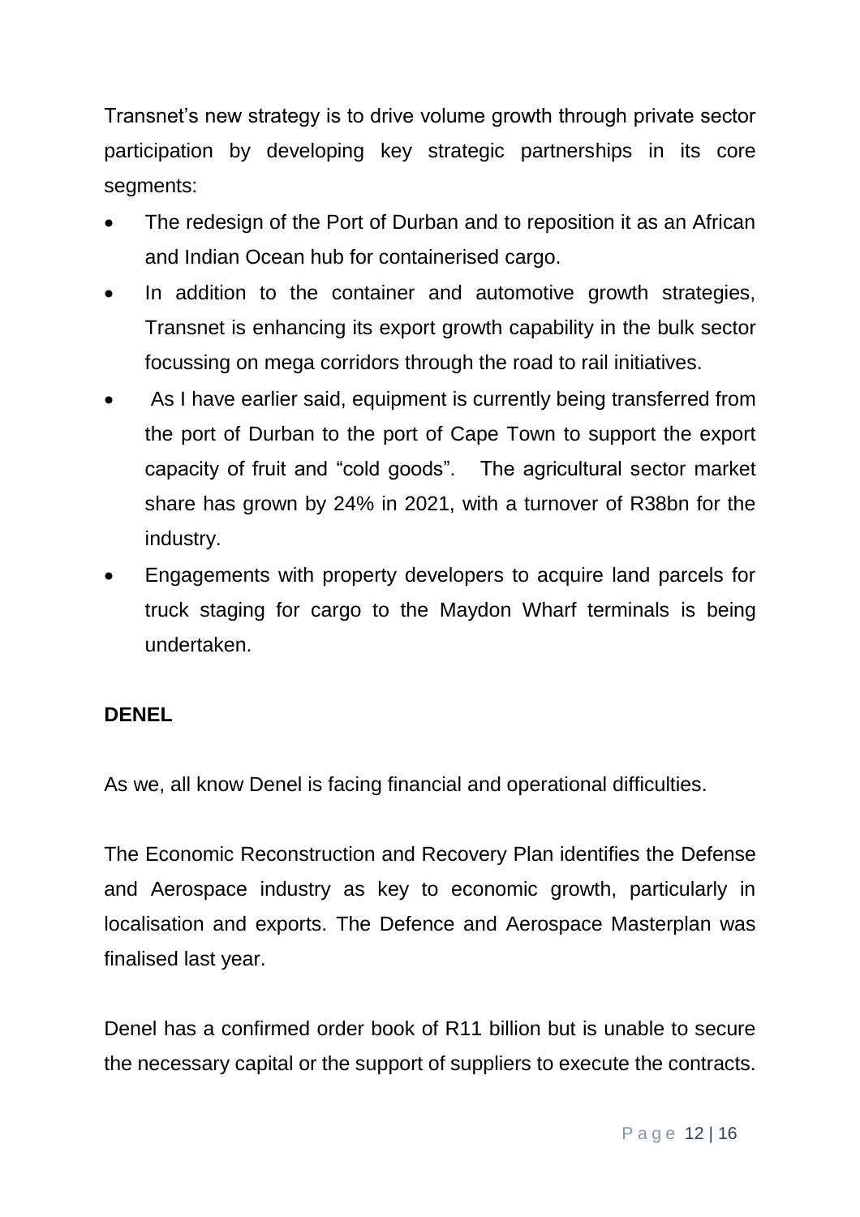Transnet's new strategy is to drive volume growth through private sector participation by developing key strategic partnerships in its core segments:

- The redesign of the Port of Durban and to reposition it as an African and Indian Ocean hub for containerised cargo.
- In addition to the container and automotive growth strategies, Transnet is enhancing its export growth capability in the bulk sector focussing on mega corridors through the road to rail initiatives.
- As I have earlier said, equipment is currently being transferred from the port of Durban to the port of Cape Town to support the export capacity of fruit and "cold goods". The agricultural sector market share has grown by 24% in 2021, with a turnover of R38bn for the industry.
- Engagements with property developers to acquire land parcels for truck staging for cargo to the Maydon Wharf terminals is being undertaken.

**DENEL**

As we, all know Denel is facing financial and operational difficulties.

The Economic Reconstruction and Recovery Plan identifies the Defense and Aerospace industry as key to economic growth, particularly in localisation and exports. The Defence and Aerospace Masterplan was finalised last year.

Denel has a confirmed order book of R11 billion but is unable to secure the necessary capital or the support of suppliers to execute the contracts.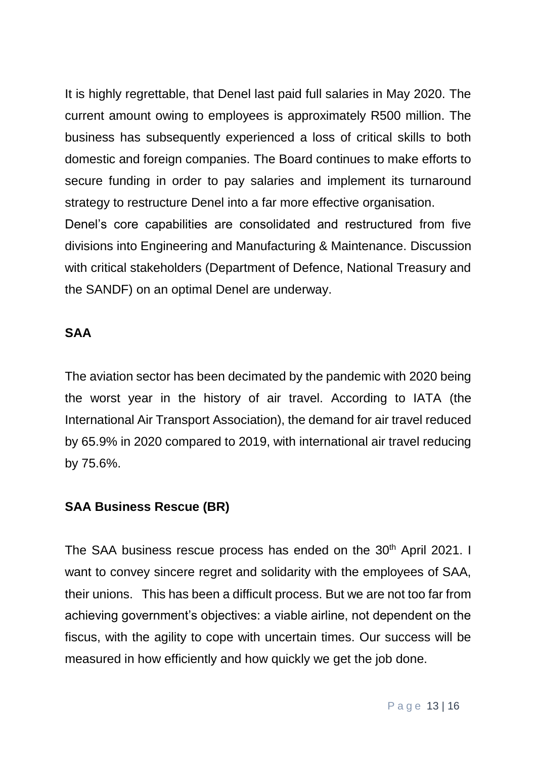It is highly regrettable, that Denel last paid full salaries in May 2020. The current amount owing to employees is approximately R500 million. The business has subsequently experienced a loss of critical skills to both domestic and foreign companies. The Board continues to make efforts to secure funding in order to pay salaries and implement its turnaround strategy to restructure Denel into a far more effective organisation.

Denel's core capabilities are consolidated and restructured from five divisions into Engineering and Manufacturing & Maintenance. Discussion with critical stakeholders (Department of Defence, National Treasury and the SANDF) on an optimal Denel are underway.

**SAA**

The aviation sector has been decimated by the pandemic with 2020 being the worst year in the history of air travel. According to IATA (the International Air Transport Association), the demand for air travel reduced by 65.9% in 2020 compared to 2019, with international air travel reducing by 75.6%.

**SAA Business Rescue (BR)**

The SAA business rescue process has ended on the 30th April 2021. I want to convey sincere regret and solidarity with the employees of SAA, their unions. This has been a difficult process. But we are not too far from achieving government's objectives: a viable airline, not dependent on the fiscus, with the agility to cope with uncertain times. Our success will be measured in how efficiently and how quickly we get the job done.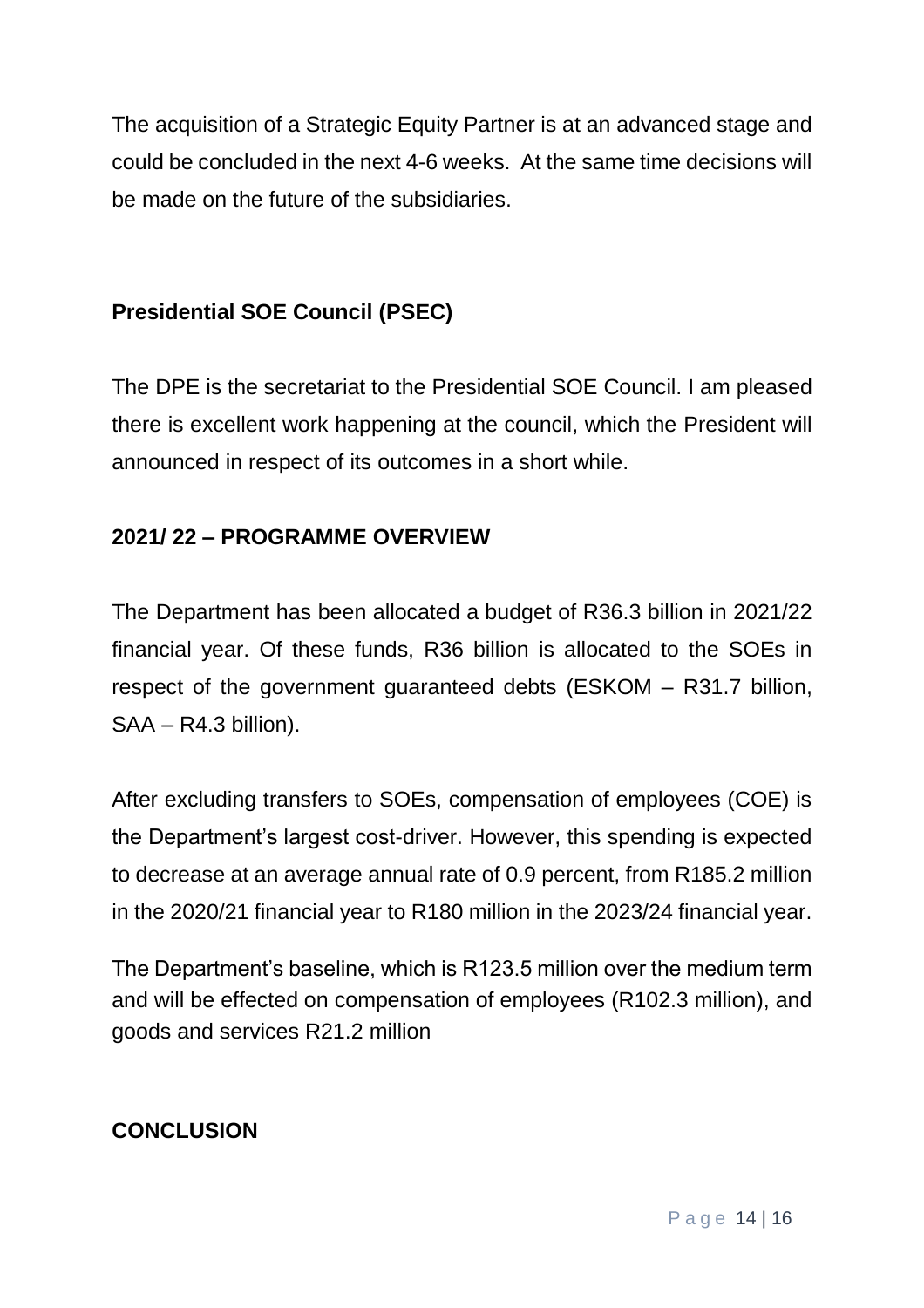The acquisition of a Strategic Equity Partner is at an advanced stage and could be concluded in the next 4-6 weeks. At the same time decisions will be made on the future of the subsidiaries.

## Presidential SOE Council (PSEC)

The DPE is the secretariat to the Presidential SOE Council. I am pleased there is excellent work happening at the council, which the President will announced in respect of its outcomes in a short while.

## 2021/ 22 – PROGRAMME OVERVIEW

The Department has been allocated a budget of R36.3 billion in 2021/22 financial year. Of these funds, R36 billion is allocated to the SOEs in respect of the government guaranteed debts (ESKOM – R31.7 billion, SAA – R4.3 billion).

After excluding transfers to SOEs, compensation of employees (COE) is the Department's largest cost-driver. However, this spending is expected to decrease at an average annual rate of 0.9 percent, from R185.2 million in the 2020/21 financial year to R180 million in the 2023/24 financial year.

The Department's baseline, which is R123.5 million over the medium term and will be effected on compensation of employees (R102.3 million), and goods and services R21.2 million

## CONCLUSION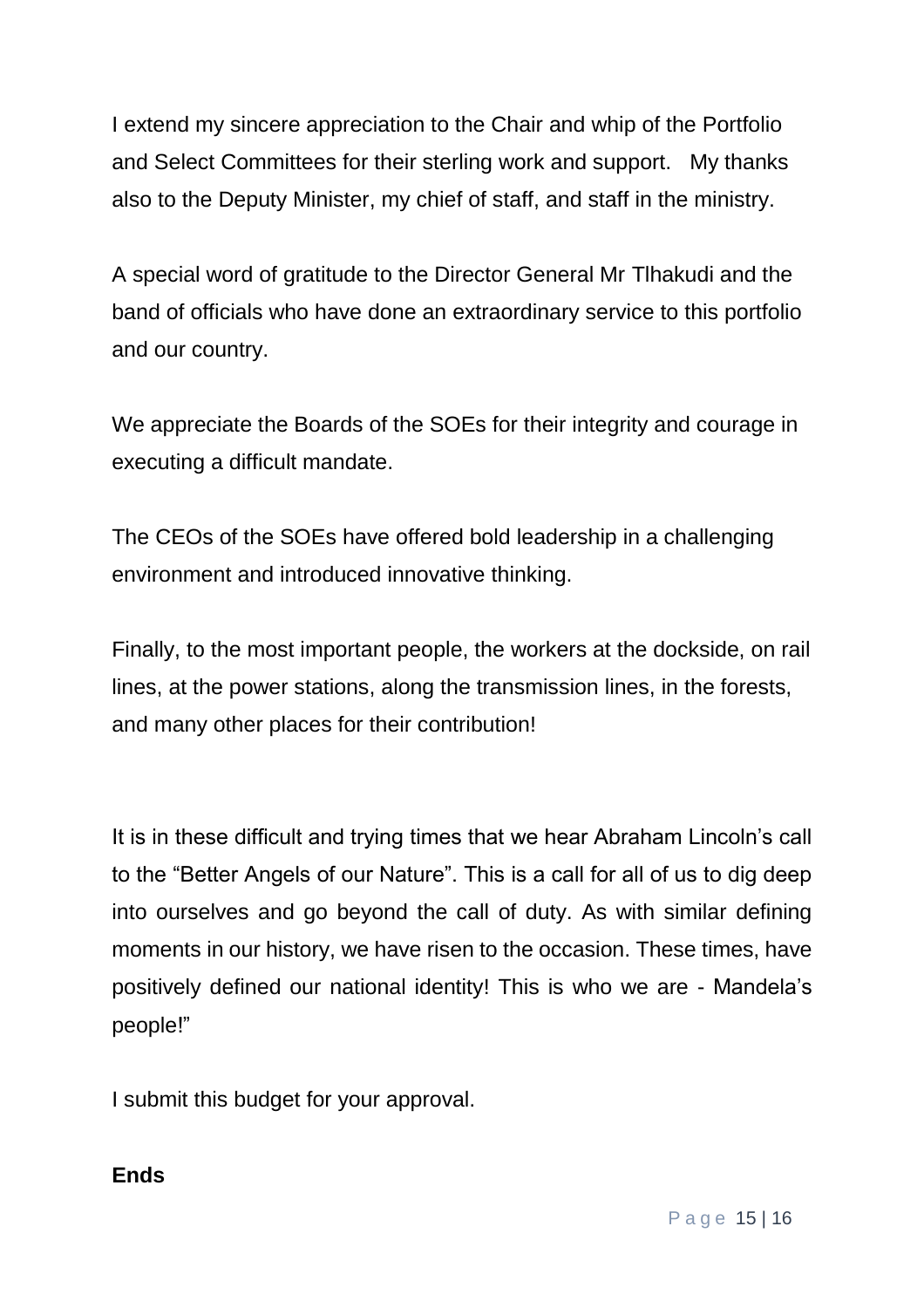I extend my sincere appreciation to the Chair and whip of the Portfolio and Select Committees for their sterling work and support. My thanks also to the Deputy Minister, my chief of staff, and staff in the ministry.

A special word of gratitude to the Director General Mr Tlhakudi and the band of officials who have done an extraordinary service to this portfolio and our country.

We appreciate the Boards of the SOEs for their integrity and courage in executing a difficult mandate.

The CEOs of the SOEs have offered bold leadership in a challenging environment and introduced innovative thinking.

Finally, to the most important people, the workers at the dockside, on rail lines, at the power stations, along the transmission lines, in the forests, and many other places for their contribution!

It is in these difficult and trying times that we hear Abraham Lincoln's call to the "Better Angels of our Nature". This is a call for all of us to dig deep into ourselves and go beyond the call of duty. As with similar defining moments in our history, we have risen to the occasion. These times, have positively defined our national identity! This is who we are - Mandela's people!"

I submit this budget for your approval.

**Ends**